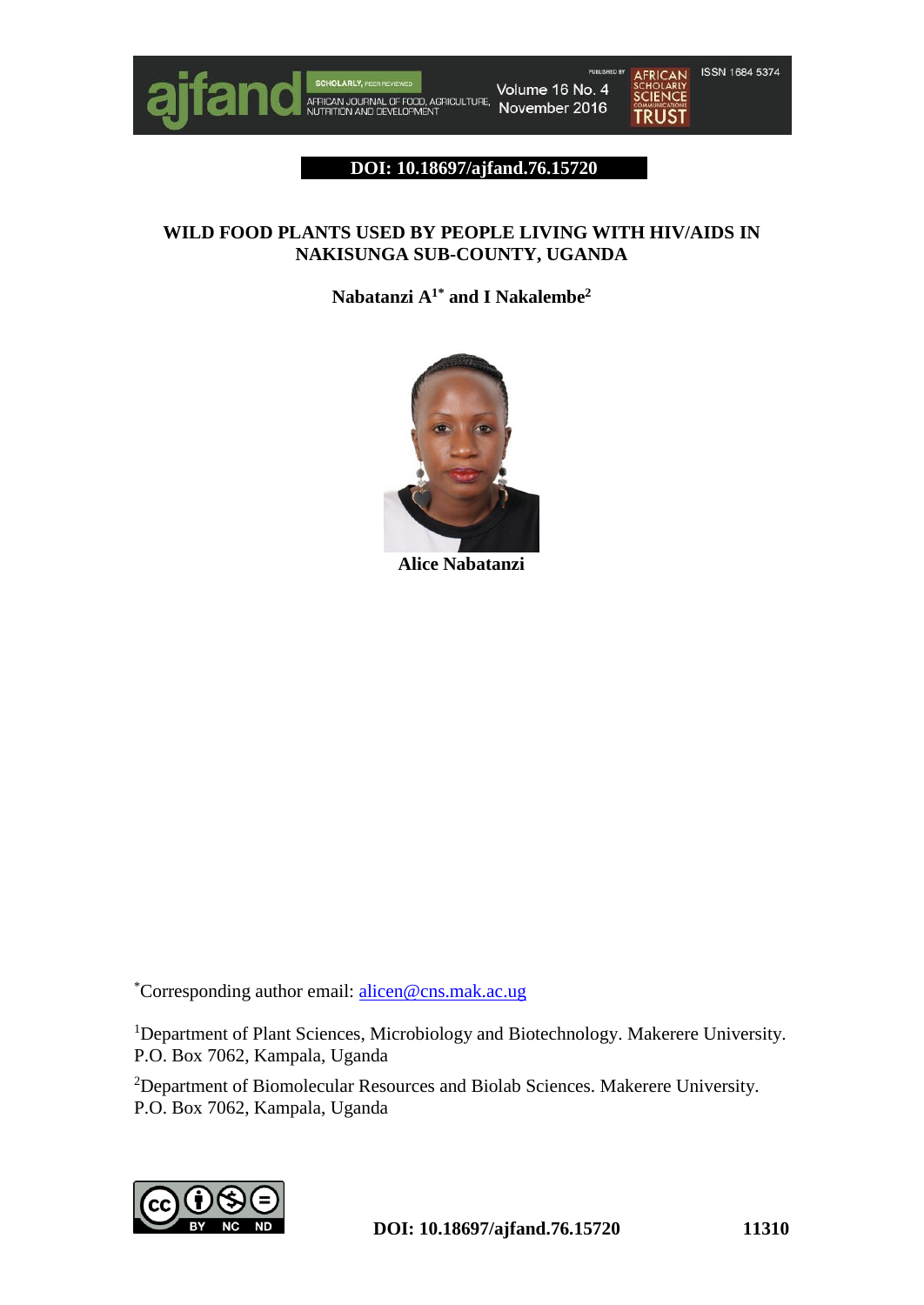**DOI: 10.18697/ajfand.76.15720**

# WILD FOOD PLANTS USED BY PEOPLE LIVING WITH HIV/AIDS IN NAKISUNGA SUB-COUNTY, UGANDA

**Nabatanzi A[1*] and I Nakalembe[2]**

**Alice Nabatanzi**

[*]Corresponding author email: alicen@cns.mak.ac.ug

[1]Department of Plant Sciences, Microbiology and Biotechnology. Makerere University. P.O. Box 7062, Kampala, Uganda

[2]Department of Biomolecular Resources and Biolab Sciences. Makerere University. P.O. Box 7062, Kampala, Uganda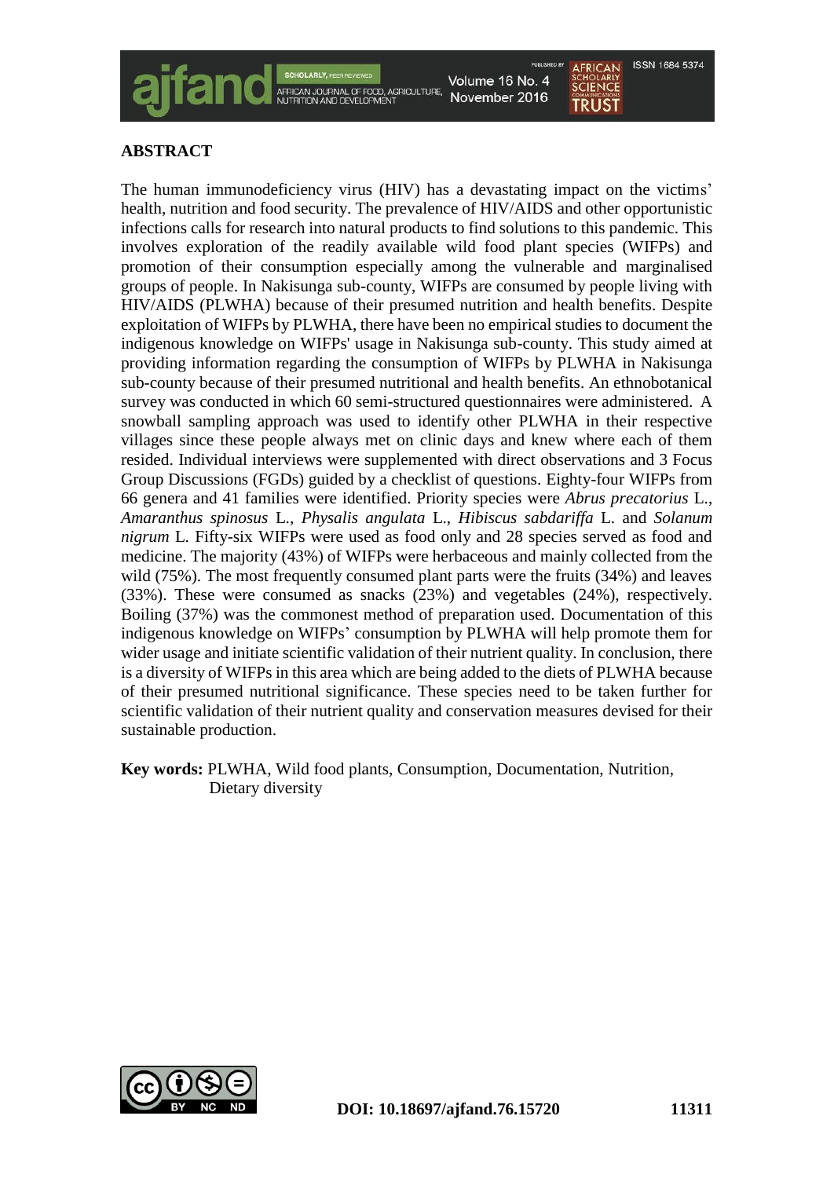## ABSTRACT

The human immunodeficiency virus (HIV) has a devastating impact on the victims' health, nutrition and food security. The prevalence of HIV/AIDS and other opportunistic infections calls for research into natural products to find solutions to this pandemic. This involves exploration of the readily available wild food plant species (WIFPs) and promotion of their consumption especially among the vulnerable and marginalised groups of people. In Nakisunga sub-county, WIFPs are consumed by people living with HIV/AIDS (PLWHA) because of their presumed nutrition and health benefits. Despite exploitation of WIFPs by PLWHA, there have been no empirical studies to document the indigenous knowledge on WIFPs' usage in Nakisunga sub-county. This study aimed at providing information regarding the consumption of WIFPs by PLWHA in Nakisunga sub-county because of their presumed nutritional and health benefits. An ethnobotanical survey was conducted in which 60 semi-structured questionnaires were administered. A snowball sampling approach was used to identify other PLWHA in their respective villages since these people always met on clinic days and knew where each of them resided. Individual interviews were supplemented with direct observations and 3 Focus Group Discussions (FGDs) guided by a checklist of questions. Eighty-four WIFPs from 66 genera and 41 families were identified. Priority species were *Abrus precatorius* L., *Amaranthus spinosus* L., *Physalis angulata* L., *Hibiscus sabdariffa* L. and *Solanum nigrum* L. Fifty-six WIFPs were used as food only and 28 species served as food and medicine. The majority (43%) of WIFPs were herbaceous and mainly collected from the wild (75%). The most frequently consumed plant parts were the fruits (34%) and leaves (33%). These were consumed as snacks (23%) and vegetables (24%), respectively. Boiling (37%) was the commonest method of preparation used. Documentation of this indigenous knowledge on WIFPs' consumption by PLWHA will help promote them for wider usage and initiate scientific validation of their nutrient quality. In conclusion, there is a diversity of WIFPs in this area which are being added to the diets of PLWHA because of their presumed nutritional significance. These species need to be taken further for scientific validation of their nutrient quality and conservation measures devised for their sustainable production.

**Key words:** PLWHA, Wild food plants, Consumption, Documentation, Nutrition, Dietary diversity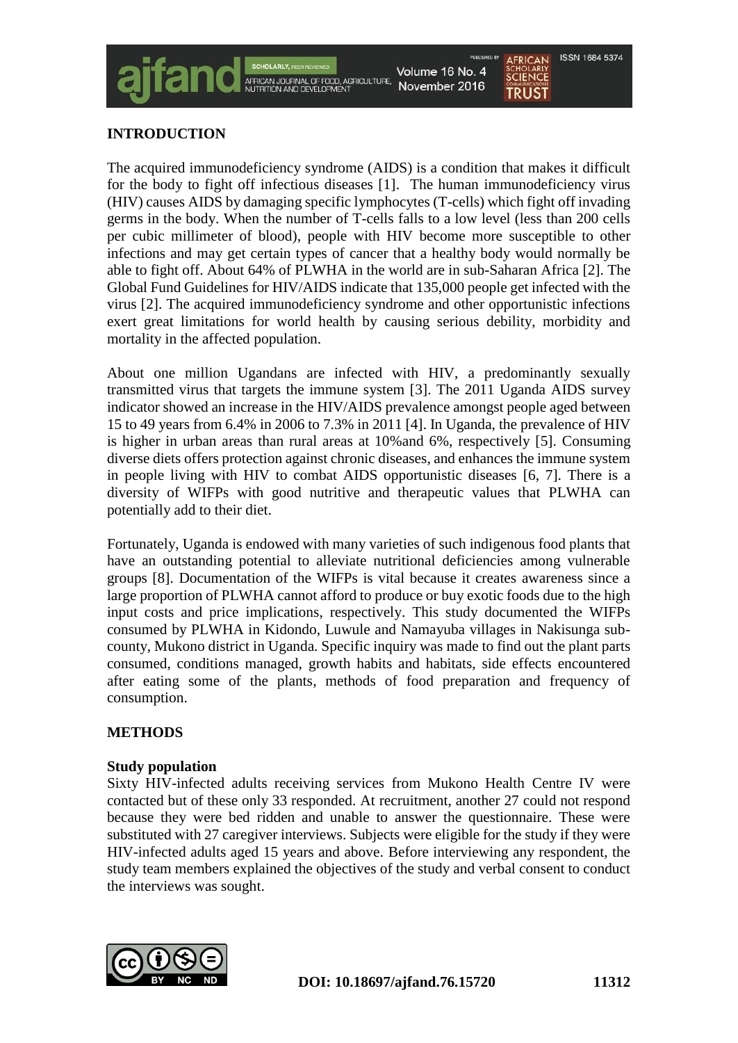## INTRODUCTION

The acquired immunodeficiency syndrome (AIDS) is a condition that makes it difficult for the body to fight off infectious diseases [1]. The human immunodeficiency virus (HIV) causes AIDS by damaging specific lymphocytes (T-cells) which fight off invading germs in the body. When the number of T-cells falls to a low level (less than 200 cells per cubic millimeter of blood), people with HIV become more susceptible to other infections and may get certain types of cancer that a healthy body would normally be able to fight off. About 64% of PLWHA in the world are in sub-Saharan Africa [2]. The Global Fund Guidelines for HIV/AIDS indicate that 135,000 people get infected with the virus [2]. The acquired immunodeficiency syndrome and other opportunistic infections exert great limitations for world health by causing serious debility, morbidity and mortality in the affected population.

About one million Ugandans are infected with HIV, a predominantly sexually transmitted virus that targets the immune system [3]. The 2011 Uganda AIDS survey indicator showed an increase in the HIV/AIDS prevalence amongst people aged between 15 to 49 years from 6.4% in 2006 to 7.3% in 2011 [4]. In Uganda, the prevalence of HIV is higher in urban areas than rural areas at 10%and 6%, respectively [5]. Consuming diverse diets offers protection against chronic diseases, and enhances the immune system in people living with HIV to combat AIDS opportunistic diseases [6, 7]. There is a diversity of WIFPs with good nutritive and therapeutic values that PLWHA can potentially add to their diet.

Fortunately, Uganda is endowed with many varieties of such indigenous food plants that have an outstanding potential to alleviate nutritional deficiencies among vulnerable groups [8]. Documentation of the WIFPs is vital because it creates awareness since a large proportion of PLWHA cannot afford to produce or buy exotic foods due to the high input costs and price implications, respectively. This study documented the WIFPs consumed by PLWHA in Kidondo, Luwule and Namayuba villages in Nakisunga sub-county, Mukono district in Uganda. Specific inquiry was made to find out the plant parts consumed, conditions managed, growth habits and habitats, side effects encountered after eating some of the plants, methods of food preparation and frequency of consumption.

## METHODS

### Study population

Sixty HIV-infected adults receiving services from Mukono Health Centre IV were contacted but of these only 33 responded. At recruitment, another 27 could not respond because they were bed ridden and unable to answer the questionnaire. These were substituted with 27 caregiver interviews. Subjects were eligible for the study if they were HIV-infected adults aged 15 years and above. Before interviewing any respondent, the study team members explained the objectives of the study and verbal consent to conduct the interviews was sought.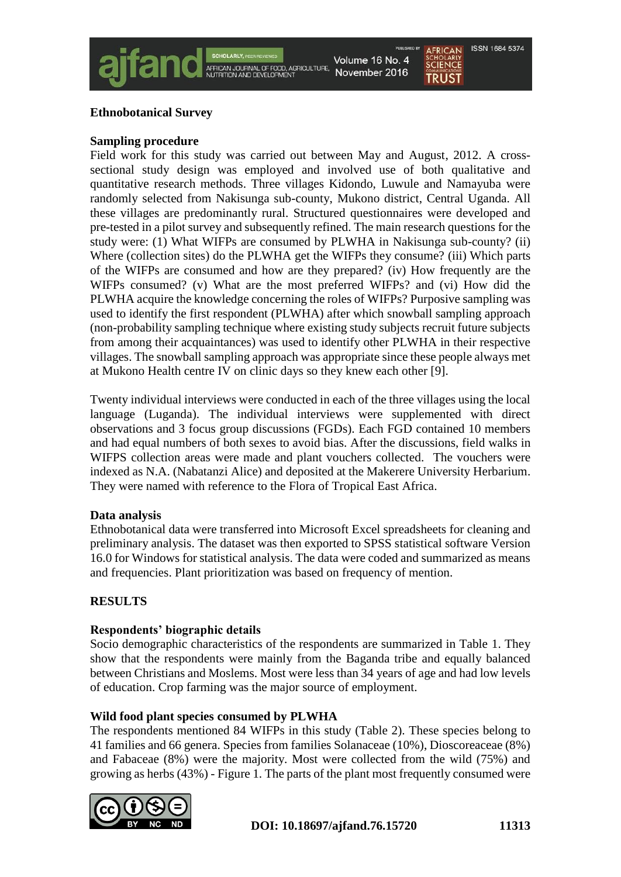### Ethnobotanical Survey

#### Sampling procedure

Field work for this study was carried out between May and August, 2012. A cross-sectional study design was employed and involved use of both qualitative and quantitative research methods. Three villages Kidondo, Luwule and Namayuba were randomly selected from Nakisunga sub-county, Mukono district, Central Uganda. All these villages are predominantly rural. Structured questionnaires were developed and pre-tested in a pilot survey and subsequently refined. The main research questions for the study were: (1) What WIFPs are consumed by PLWHA in Nakisunga sub-county? (ii) Where (collection sites) do the PLWHA get the WIFPs they consume? (iii) Which parts of the WIFPs are consumed and how are they prepared? (iv) How frequently are the WIFPs consumed? (v) What are the most preferred WIFPs? and (vi) How did the PLWHA acquire the knowledge concerning the roles of WIFPs? Purposive sampling was used to identify the first respondent (PLWHA) after which snowball sampling approach (non-probability sampling technique where existing study subjects recruit future subjects from among their acquaintances) was used to identify other PLWHA in their respective villages. The snowball sampling approach was appropriate since these people always met at Mukono Health centre IV on clinic days so they knew each other [9].

Twenty individual interviews were conducted in each of the three villages using the local language (Luganda). The individual interviews were supplemented with direct observations and 3 focus group discussions (FGDs). Each FGD contained 10 members and had equal numbers of both sexes to avoid bias. After the discussions, field walks in WIFPS collection areas were made and plant vouchers collected. The vouchers were indexed as N.A. (Nabatanzi Alice) and deposited at the Makerere University Herbarium. They were named with reference to the Flora of Tropical East Africa.

#### Data analysis

Ethnobotanical data were transferred into Microsoft Excel spreadsheets for cleaning and preliminary analysis. The dataset was then exported to SPSS statistical software Version 16.0 for Windows for statistical analysis. The data were coded and summarized as means and frequencies. Plant prioritization was based on frequency of mention.

## RESULTS

#### Respondents' biographic details

Socio demographic characteristics of the respondents are summarized in Table 1. They show that the respondents were mainly from the Baganda tribe and equally balanced between Christians and Moslems. Most were less than 34 years of age and had low levels of education. Crop farming was the major source of employment.

#### Wild food plant species consumed by PLWHA

The respondents mentioned 84 WIFPs in this study (Table 2). These species belong to 41 families and 66 genera. Species from families Solanaceae (10%), Dioscoreaceae (8%) and Fabaceae (8%) were the majority. Most were collected from the wild (75%) and growing as herbs (43%) - Figure 1. The parts of the plant most frequently consumed were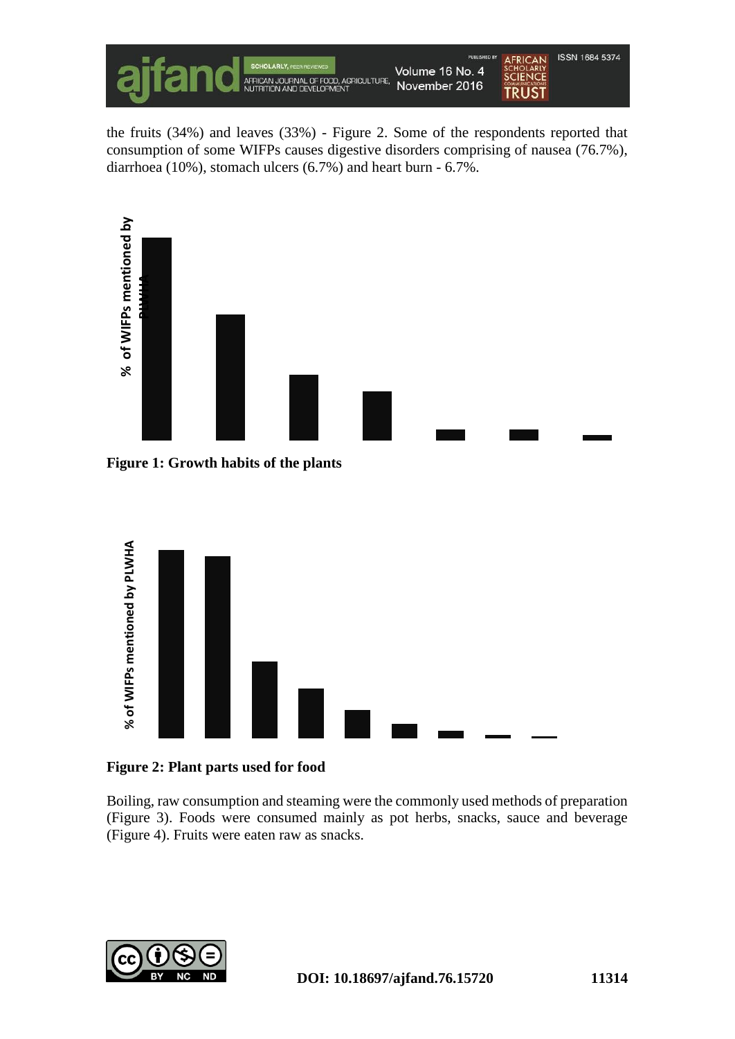the fruits (34%) and leaves (33%) - Figure 2. Some of the respondents reported that consumption of some WIFPs causes digestive disorders comprising of nausea (76.7%), diarrhoea (10%), stomach ulcers (6.7%) and heart burn - 6.7%.

**Figure 1: Growth habits of the plants**

**Figure 2: Plant parts used for food**

Boiling, raw consumption and steaming were the commonly used methods of preparation (Figure 3). Foods were consumed mainly as pot herbs, snacks, sauce and beverage (Figure 4). Fruits were eaten raw as snacks.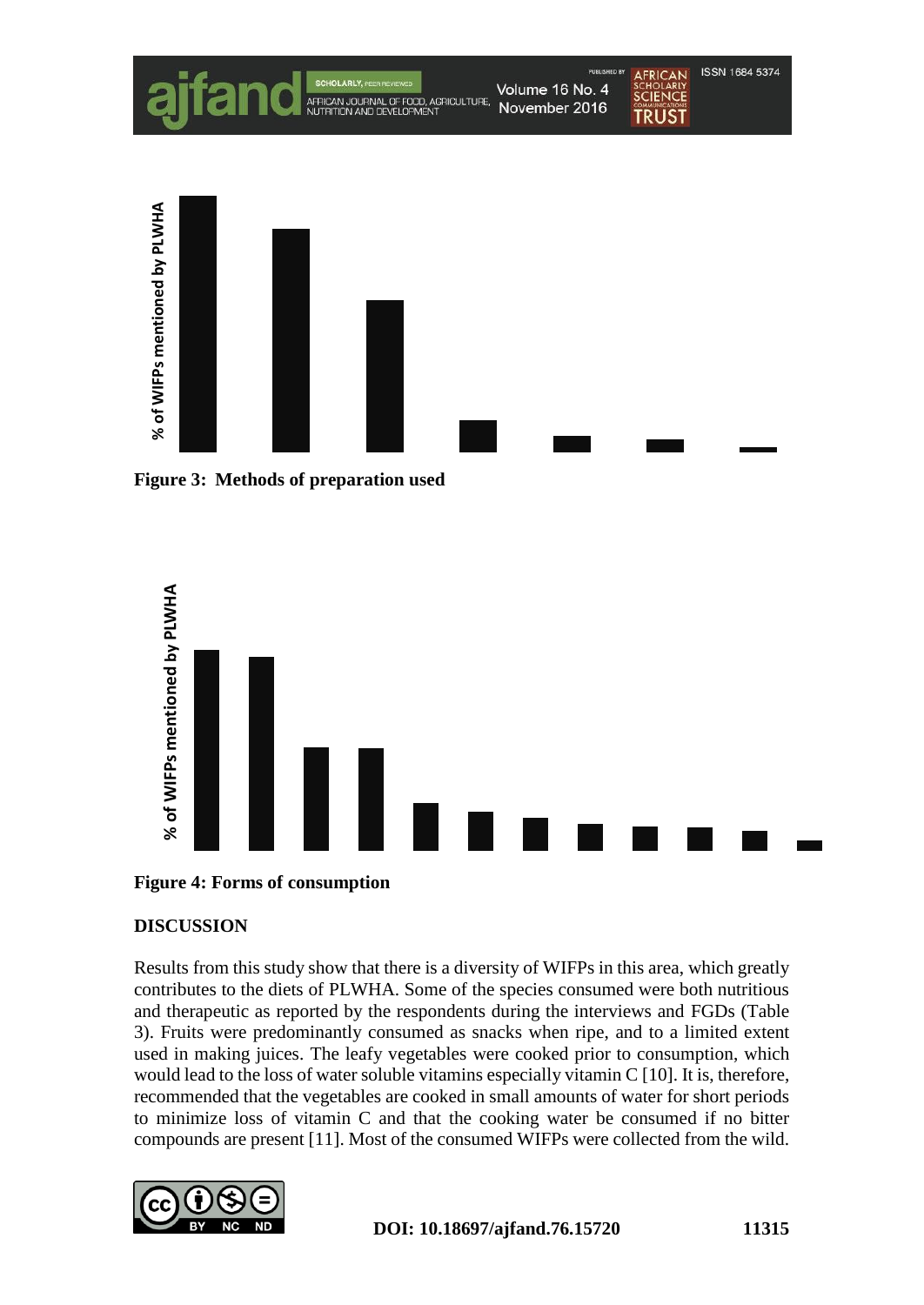% of WIFPs mentioned by PLWHA

**Figure 3: Methods of preparation used**

% of WIFPs mentioned by PLWHA

**Figure 4: Forms of consumption**

**DISCUSSION**

Results from this study show that there is a diversity of WIFPs in this area, which greatly contributes to the diets of PLWHA. Some of the species consumed were both nutritious and therapeutic as reported by the respondents during the interviews and FGDs (Table 3). Fruits were predominantly consumed as snacks when ripe, and to a limited extent used in making juices. The leafy vegetables were cooked prior to consumption, which would lead to the loss of water soluble vitamins especially vitamin C [10]. It is, therefore, recommended that the vegetables are cooked in small amounts of water for short periods to minimize loss of vitamin C and that the cooking water be consumed if no bitter compounds are present [11]. Most of the consumed WIFPs were collected from the wild.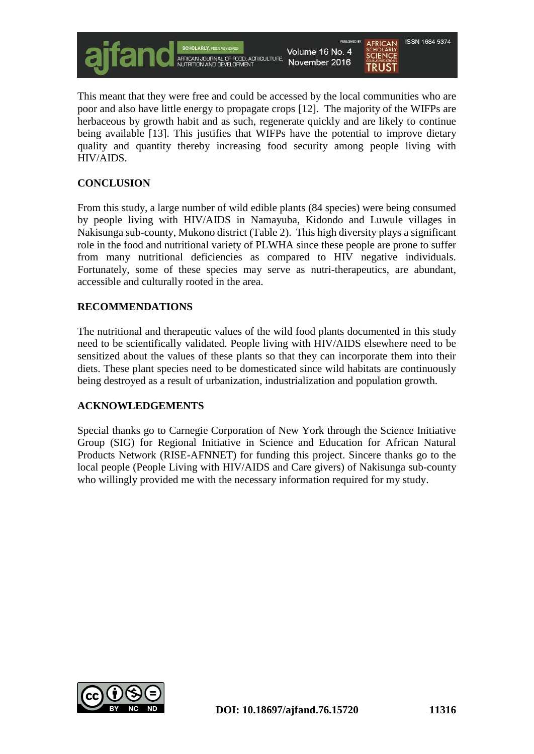This meant that they were free and could be accessed by the local communities who are poor and also have little energy to propagate crops [12]. The majority of the WIFPs are herbaceous by growth habit and as such, regenerate quickly and are likely to continue being available [13]. This justifies that WIFPs have the potential to improve dietary quality and quantity thereby increasing food security among people living with HIV/AIDS.

## CONCLUSION

From this study, a large number of wild edible plants (84 species) were being consumed by people living with HIV/AIDS in Namayuba, Kidondo and Luwule villages in Nakisunga sub-county, Mukono district (Table 2). This high diversity plays a significant role in the food and nutritional variety of PLWHA since these people are prone to suffer from many nutritional deficiencies as compared to HIV negative individuals. Fortunately, some of these species may serve as nutri-therapeutics, are abundant, accessible and culturally rooted in the area.

## RECOMMENDATIONS

The nutritional and therapeutic values of the wild food plants documented in this study need to be scientifically validated. People living with HIV/AIDS elsewhere need to be sensitized about the values of these plants so that they can incorporate them into their diets. These plant species need to be domesticated since wild habitats are continuously being destroyed as a result of urbanization, industrialization and population growth.

## ACKNOWLEDGEMENTS

Special thanks go to Carnegie Corporation of New York through the Science Initiative Group (SIG) for Regional Initiative in Science and Education for African Natural Products Network (RISE-AFNNET) for funding this project. Sincere thanks go to the local people (People Living with HIV/AIDS and Care givers) of Nakisunga sub-county who willingly provided me with the necessary information required for my study.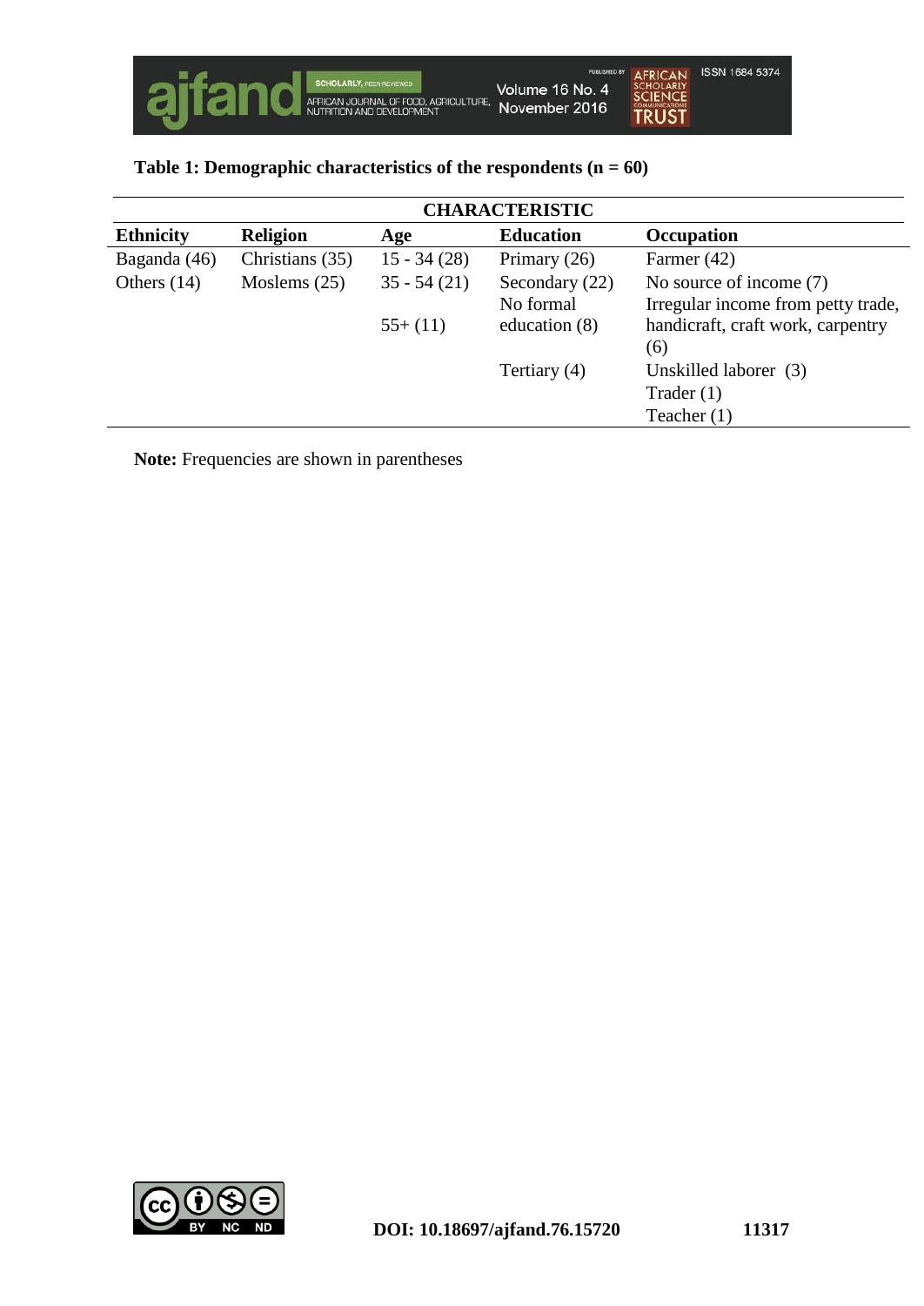**Table 1: Demographic characteristics of the respondents (n = 60)**

| CHARACTERISTIC | | | | |
|---|---|---|---|---|
| **Ethnicity** | **Religion** | **Age** | **Education** | **Occupation** |
| Baganda (46) | Christians (35) | 15 - 34 (28) | Primary (26) | Farmer (42) |
| Others (14) | Moslems (25) | 35 - 54 (21) | Secondary (22) | No source of income (7) |
| | | 55+ (11) | No formal education (8) | Irregular income from petty trade, handicraft, craft work, carpentry (6) |
| | | | Tertiary (4) | Unskilled laborer (3) |
| | | | | Trader (1) |
| | | | | Teacher (1) |

**Note:** Frequencies are shown in parentheses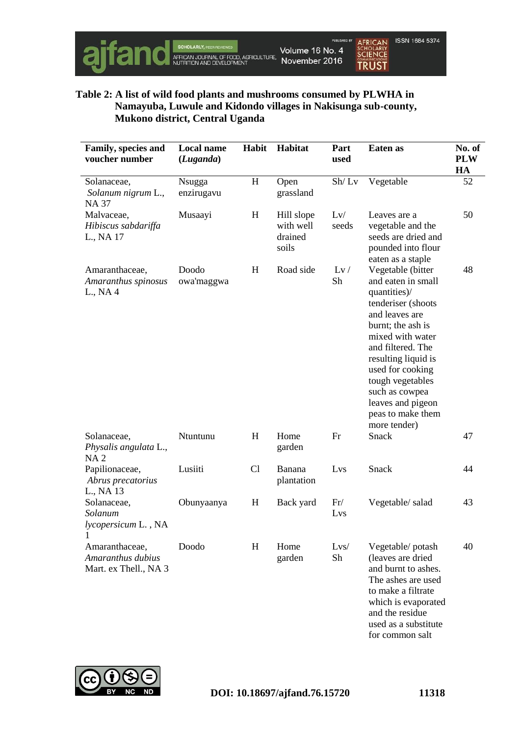**Table 2: A list of wild food plants and mushrooms consumed by PLWHA in Namayuba, Luwule and Kidondo villages in Nakisunga sub-county, Mukono district, Central Uganda**

| Family, species and voucher number | Local name (*Luganda*) | Habit | Habitat | Part used | Eaten as | No. of PLWHA |
|---|---|---|---|---|---|---|
| Solanaceae, *Solanum nigrum* L., NA 37 | Nsugga enzirugavu | H | Open grassland | Sh/ Lv | Vegetable | 52 |
| Malvaceae, *Hibiscus sabdariffa* L., NA 17 | Musaayi | H | Hill slope with well drained soils | Lv/ seeds | Leaves are a vegetable and the seeds are dried and pounded into flour eaten as a staple | 50 |
| Amaranthaceae, *Amaranthus spinosus* L., NA 4 | Doodo owa'maggwa | H | Road side | Lv / Sh | Vegetable (bitter and eaten in small quantities)/ tenderiser (shoots and leaves are burnt; the ash is mixed with water and filtered. The resulting liquid is used for cooking tough vegetables such as cowpea leaves and pigeon peas to make them more tender) | 48 |
| Solanaceae, *Physalis angulata* L., NA 2 | Ntuntunu | H | Home garden | Fr | Snack | 47 |
| Papilionaceae, *Abrus precatorius* L., NA 13 | Lusiiti | Cl | Banana plantation | Lvs | Snack | 44 |
| Solanaceae, *Solanum lycopersicum* L. , NA 1 | Obunyaanya | H | Back yard | Fr/ Lvs | Vegetable/ salad | 43 |
| Amaranthaceae, *Amaranthus dubius* Mart. ex Thell., NA 3 | Doodo | H | Home garden | Lvs/ Sh | Vegetable/ potash (leaves are dried and burnt to ashes. The ashes are used to make a filtrate which is evaporated and the residue used as a substitute for common salt | 40 |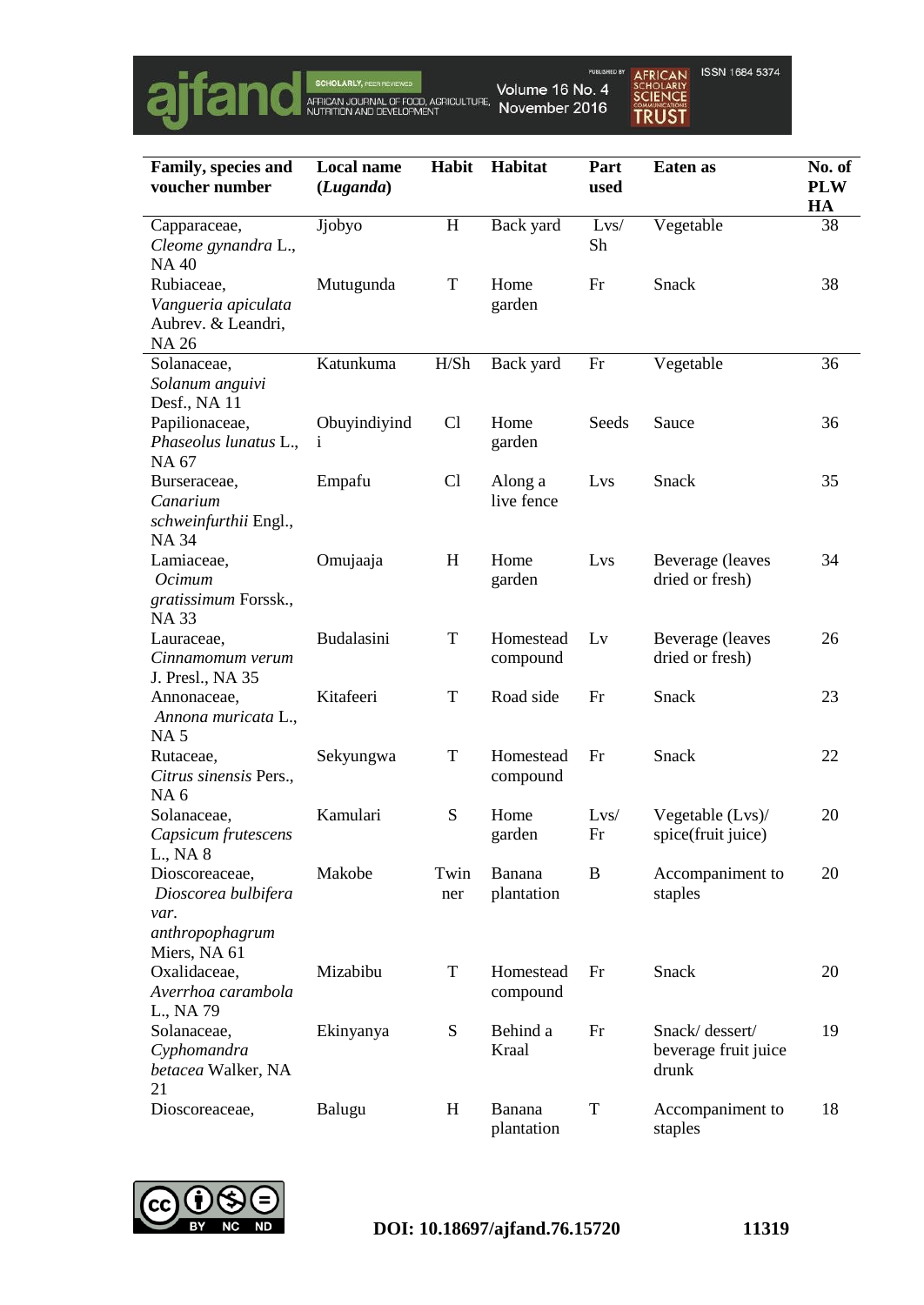| Family, species and voucher number | Local name (*Luganda*) | Habit | Habitat | Part used | Eaten as | No. of PLW HA |
|---|---|---|---|---|---|---|
| Capparaceae, *Cleome gynandra* L., NA 40 | Jjobyo | H | Back yard | Lvs/ Sh | Vegetable | 38 |
| Rubiaceae, *Vangueria apiculata* Aubrev. & Leandri, NA 26 | Mutugunda | T | Home garden | Fr | Snack | 38 |
| Solanaceae, *Solanum anguivi* Desf., NA 11 | Katunkuma | H/Sh | Back yard | Fr | Vegetable | 36 |
| Papilionaceae, *Phaseolus lunatus* L., NA 67 | Obuyindiyindi | Cl | Home garden | Seeds | Sauce | 36 |
| Burseraceae, *Canarium schweinfurthii* Engl., NA 34 | Empafu | Cl | Along a live fence | Lvs | Snack | 35 |
| Lamiaceae, *Ocimum gratissimum* Forssk., NA 33 | Omujaaja | H | Home garden | Lvs | Beverage (leaves dried or fresh) | 34 |
| Lauraceae, *Cinnamomum verum* J. Presl., NA 35 | Budalasini | T | Homestead compound | Lv | Beverage (leaves dried or fresh) | 26 |
| Annonaceae, *Annona muricata* L., NA 5 | Kitafeeri | T | Road side | Fr | Snack | 23 |
| Rutaceae, *Citrus sinensis* Pers., NA 6 | Sekyungwa | T | Homestead compound | Fr | Snack | 22 |
| Solanaceae, *Capsicum frutescens* L., NA 8 | Kamulari | S | Home garden | Lvs/ Fr | Vegetable (Lvs)/ spice(fruit juice) | 20 |
| Dioscoreaceae, *Dioscorea bulbifera var. anthropophagrum* Miers, NA 61 | Makobe | Twinner | Banana plantation | B | Accompaniment to staples | 20 |
| Oxalidaceae, *Averrhoa carambola* L., NA 79 | Mizabibu | T | Homestead compound | Fr | Snack | 20 |
| Solanaceae, *Cyphomandra betacea* Walker, NA 21 | Ekinyanya | S | Behind a Kraal | Fr | Snack/ dessert/ beverage fruit juice drunk | 19 |
| Dioscoreaceae, | Balugu | H | Banana plantation | T | Accompaniment to staples | 18 |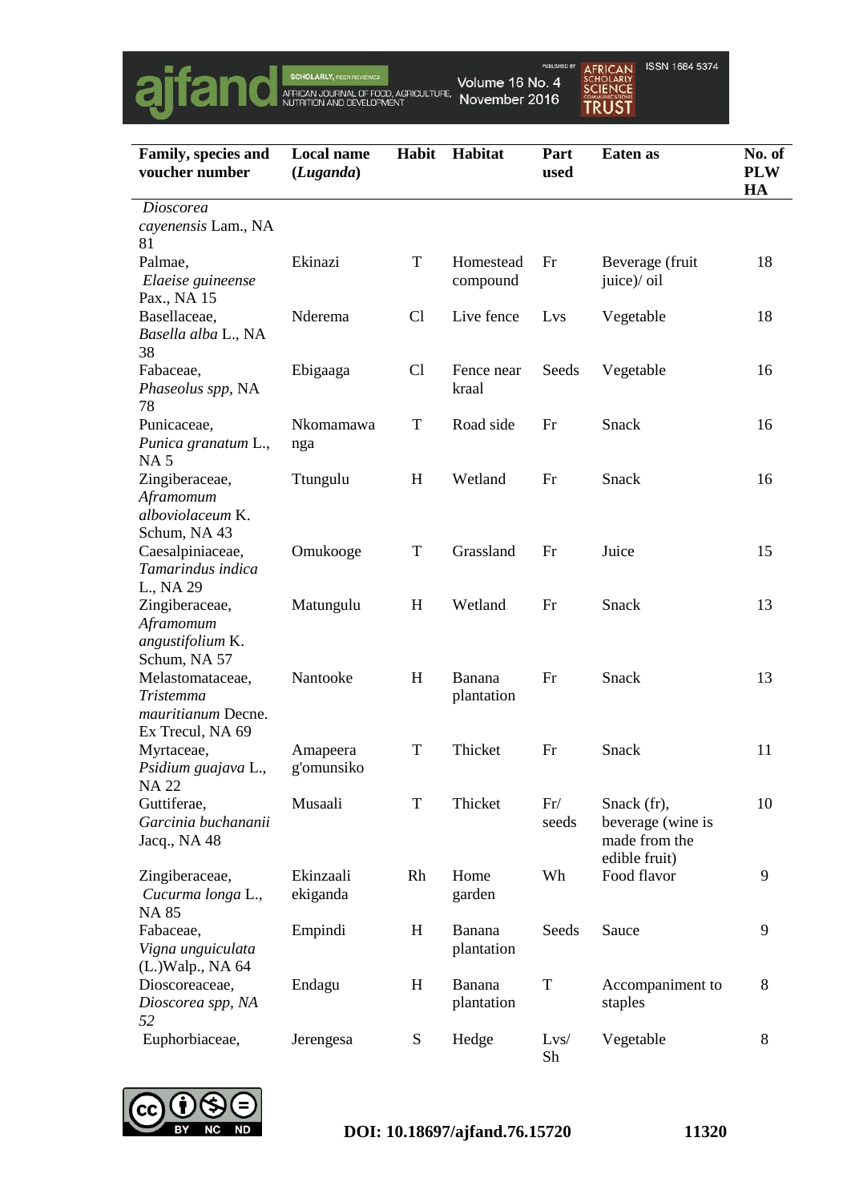| Family, species and voucher number | Local name (*Luganda*) | Habit | Habitat | Part used | Eaten as | No. of PLW HA |
|---|---|---|---|---|---|---|
| *Dioscorea cayenensis* Lam., NA 81 | | | | | | |
| Palmae, *Elaeise guineense* Pax., NA 15 | Ekinazi | T | Homestead compound | Fr | Beverage (fruit juice)/ oil | 18 |
| Basellaceae, *Basella alba* L., NA 38 | Nderema | Cl | Live fence | Lvs | Vegetable | 18 |
| Fabaceae, *Phaseolus spp*, NA 78 | Ebigaaga | Cl | Fence near kraal | Seeds | Vegetable | 16 |
| Punicaceae, *Punica granatum* L., NA 5 | Nkomamawa nga | T | Road side | Fr | Snack | 16 |
| Zingiberaceae, *Aframomum alboviolaceum* K. Schum, NA 43 | Ttungulu | H | Wetland | Fr | Snack | 16 |
| Caesalpiniaceae, *Tamarindus indica* L., NA 29 | Omukooge | T | Grassland | Fr | Juice | 15 |
| Zingiberaceae, *Aframomum angustifolium* K. Schum, NA 57 | Matungulu | H | Wetland | Fr | Snack | 13 |
| Melastomataceae, *Tristemma mauritianum* Decne. Ex Trecul, NA 69 | Nantooke | H | Banana plantation | Fr | Snack | 13 |
| Myrtaceae, *Psidium guajava* L., NA 22 | Amapeera g'omunsiko | T | Thicket | Fr | Snack | 11 |
| Guttiferae, *Garcinia buchananii* Jacq., NA 48 | Musaali | T | Thicket | Fr/ seeds | Snack (fr), beverage (wine is made from the edible fruit) | 10 |
| Zingiberaceae, *Cucurma longa* L., NA 85 | Ekinzaali ekiganda | Rh | Home garden | Wh | Food flavor | 9 |
| Fabaceae, *Vigna unguiculata* (L.)Walp., NA 64 | Empindi | H | Banana plantation | Seeds | Sauce | 9 |
| Dioscoreaceae, *Dioscorea spp, NA 52* | Endagu | H | Banana plantation | T | Accompaniment to staples | 8 |
| Euphorbiaceae, | Jerengesa | S | Hedge | Lvs/ Sh | Vegetable | 8 |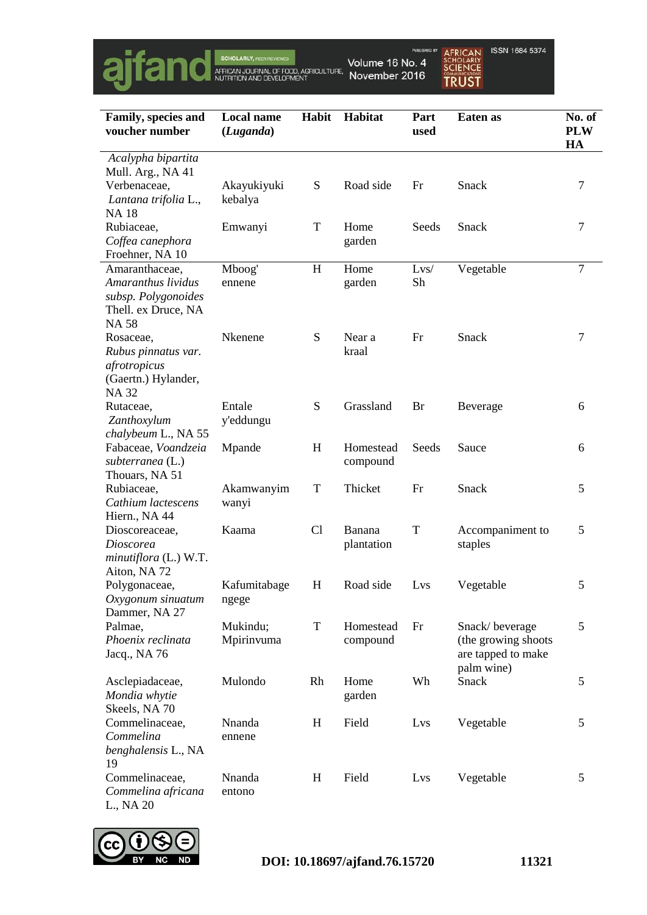| Family, species and voucher number | Local name (*Luganda*) | Habit | Habitat | Part used | Eaten as | No. of PLW HA |
|---|---|---|---|---|---|---|
| *Acalypha bipartita* Mull. Arg., NA 41 | | | | | | |
| Verbenaceae, *Lantana trifolia* L., NA 18 | Akayukiyuki kebalya | S | Road side | Fr | Snack | 7 |
| Rubiaceae, *Coffea canephora* Froehner, NA 10 | Emwanyi | T | Home garden | Seeds | Snack | 7 |
| Amaranthaceae, *Amaranthus lividus subsp. Polygonoides* Thell. ex Druce, NA 58 | Mboog' ennene | H | Home garden | Lvs/ Sh | Vegetable | 7 |
| Rosaceae, *Rubus pinnatus var. afrotropicus* (Gaertn.) Hylander, NA 32 | Nkenene | S | Near a kraal | Fr | Snack | 7 |
| Rutaceae, *Zanthoxylum chalybeum* L., NA 55 | Entale y'eddungu | S | Grassland | Br | Beverage | 6 |
| Fabaceae, *Voandzeia subterranea* (L.) Thouars, NA 51 | Mpande | H | Homestead compound | Seeds | Sauce | 6 |
| Rubiaceae, *Cathium lactescens* Hiern., NA 44 | Akamwanyim wanyi | T | Thicket | Fr | Snack | 5 |
| Dioscoreaceae, *Dioscorea minutiflora* (L.) W.T. Aiton, NA 72 | Kaama | Cl | Banana plantation | T | Accompaniment to staples | 5 |
| Polygonaceae, *Oxygonum sinuatum* Dammer, NA 27 | Kafumitabage ngege | H | Road side | Lvs | Vegetable | 5 |
| Palmae, *Phoenix reclinata* Jacq., NA 76 | Mukindu; Mpirinvuma | T | Homestead compound | Fr | Snack/ beverage (the growing shoots are tapped to make palm wine) | 5 |
| Asclepiadaceae, *Mondia whytie* Skeels, NA 70 | Mulondo | Rh | Home garden | Wh | Snack | 5 |
| Commelinaceae, *Commelina benghalensis* L., NA 19 | Nnanda ennene | H | Field | Lvs | Vegetable | 5 |
| Commelinaceae, *Commelina africana* L., NA 20 | Nnanda entono | H | Field | Lvs | Vegetable | 5 |

DOI: 10.18697/ajfand.76.15720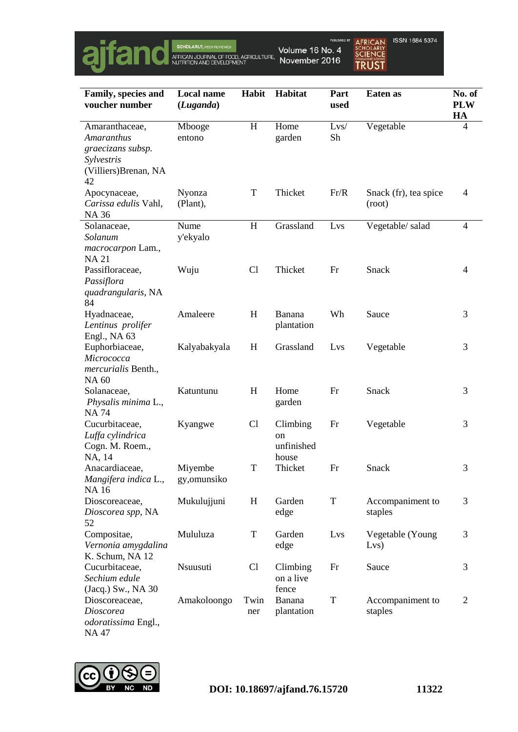| Family, species and voucher number | Local name (*Luganda*) | Habit | Habitat | Part used | Eaten as | No. of PLW HA |
|---|---|---|---|---|---|---|
| Amaranthaceae, *Amaranthus graecizans subsp. Sylvestris* (Villiers)Brenan, NA 42 | Mbooge entono | H | Home garden | Lvs/ Sh | Vegetable | 4 |
| Apocynaceae, *Carissa edulis* Vahl, NA 36 | Nyonza (Plant), | T | Thicket | Fr/R | Snack (fr), tea spice (root) | 4 |
| Solanaceae, *Solanum macrocarpon* Lam., NA 21 | Nume y'ekyalo | H | Grassland | Lvs | Vegetable/ salad | 4 |
| Passifloraceae, *Passiflora quadrangularis,* NA 84 | Wuju | Cl | Thicket | Fr | Snack | 4 |
| Hyadnaceae, *Lentinus prolifer* Engl., NA 63 | Amaleere | H | Banana plantation | Wh | Sauce | 3 |
| Euphorbiaceae, *Micrococca mercurialis* Benth., NA 60 | Kalyabakyala | H | Grassland | Lvs | Vegetable | 3 |
| Solanaceae, *Physalis minima* L., NA 74 | Katuntunu | H | Home garden | Fr | Snack | 3 |
| Cucurbitaceae, *Luffa cylindrica* Cogn. M. Roem., NA, 14 | Kyangwe | Cl | Climbing on unfinished house | Fr | Vegetable | 3 |
| Anacardiaceae, *Mangifera indica* L., NA 16 | Miyembe gy,omunsiko | T | Thicket | Fr | Snack | 3 |
| Dioscoreaceae, *Dioscorea spp,* NA 52 | Mukulujjuni | H | Garden edge | T | Accompaniment to staples | 3 |
| Compositae, *Vernonia amygdalina* K. Schum, NA 12 | Mululuza | T | Garden edge | Lvs | Vegetable (Young Lvs) | 3 |
| Cucurbitaceae, *Sechium edule* (Jacq.) Sw., NA 30 | Nsuusuti | Cl | Climbing on a live fence | Fr | Sauce | 3 |
| Dioscoreaceae, *Dioscorea odoratissima* Engl., NA 47 | Amakoloongo | Twinner | Banana plantation | T | Accompaniment to staples | 2 |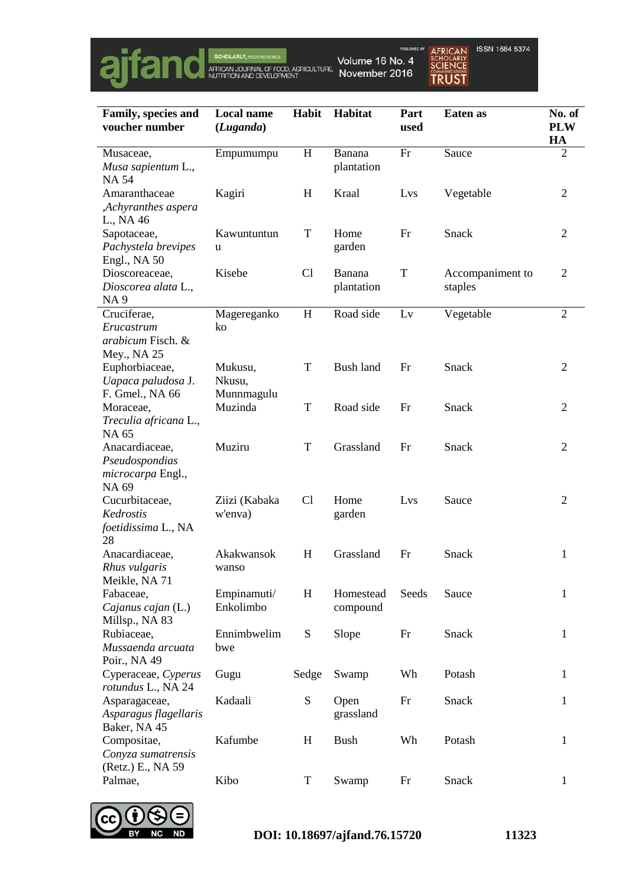| Family, species and voucher number | Local name (*Luganda*) | Habit | Habitat | Part used | Eaten as | No. of PLW HA |
|---|---|---|---|---|---|---|
| Musaceae, *Musa sapientum* L., NA 54 | Empumumpu | H | Banana plantation | Fr | Sauce | 2 |
| Amaranthaceae ,*Achyranthes aspera* L., NA 46 | Kagiri | H | Kraal | Lvs | Vegetable | 2 |
| Sapotaceae, *Pachystela brevipes* Engl., NA 50 | Kawuntuntun u | T | Home garden | Fr | Snack | 2 |
| Dioscoreaceae, *Dioscorea alata* L., NA 9 | Kisebe | Cl | Banana plantation | T | Accompaniment to staples | 2 |
| Cruciferae, *Erucastrum arabicum* Fisch. & Mey., NA 25 | Mageregankoko | H | Road side | Lv | Vegetable | 2 |
| Euphorbiaceae, *Uapaca paludosa* J. F. Gmel., NA 66 | Mukusu, Nkusu, Munnmagulu | T | Bush land | Fr | Snack | 2 |
| Moraceae, *Treculia africana* L., NA 65 | Muzinda | T | Road side | Fr | Snack | 2 |
| Anacardiaceae, *Pseudospondias microcarpa* Engl., NA 69 | Muziru | T | Grassland | Fr | Snack | 2 |
| Cucurbitaceae, *Kedrostis foetidissima* L., NA 28 | Ziizi (Kabaka w'enva) | Cl | Home garden | Lvs | Sauce | 2 |
| Anacardiaceae, *Rhus vulgaris* Meikle, NA 71 | Akakwansok wanso | H | Grassland | Fr | Snack | 1 |
| Fabaceae, *Cajanus cajan* (L.) Millsp., NA 83 | Empinamuti/ Enkolimbo | H | Homestead compound | Seeds | Sauce | 1 |
| Rubiaceae, *Mussaenda arcuata* Poir., NA 49 | Ennimbwelim bwe | S | Slope | Fr | Snack | 1 |
| Cyperaceae, *Cyperus rotundus* L., NA 24 | Gugu | Sedge | Swamp | Wh | Potash | 1 |
| Asparagaceae, *Asparagus flagellaris* Baker, NA 45 | Kadaali | S | Open grassland | Fr | Snack | 1 |
| Compositae, *Conyza sumatrensis* (Retz.) E., NA 59 | Kafumbe | H | Bush | Wh | Potash | 1 |
| Palmae, | Kibo | T | Swamp | Fr | Snack | 1 |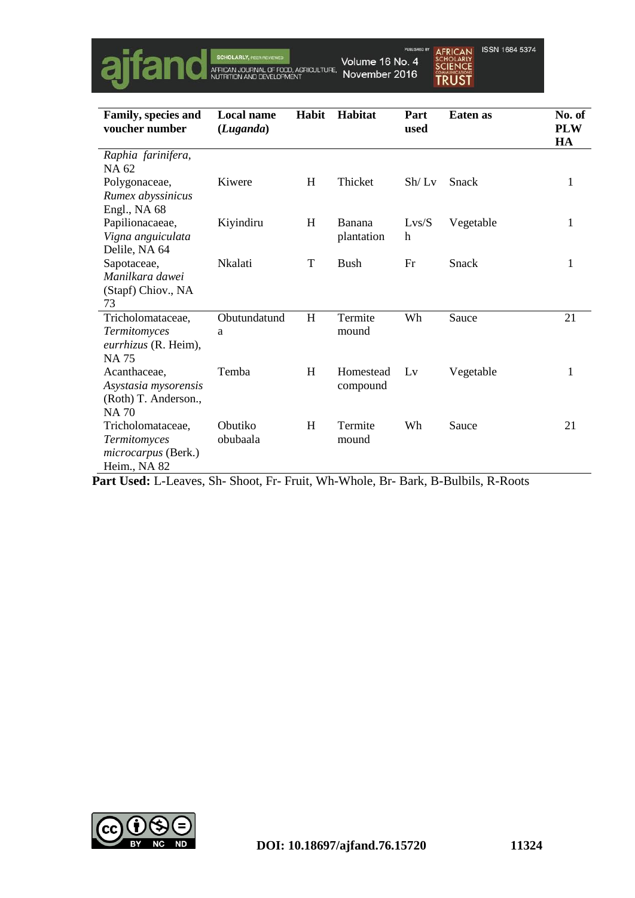| Family, species and voucher number | Local name (*Luganda*) | Habit | Habitat | Part used | Eaten as | No. of PLW HA |
|---|---|---|---|---|---|---|
| *Raphia farinifera*, NA 62 | | | | | | |
| Polygonaceae, *Rumex abyssinicus* Engl., NA 68 | Kiwere | H | Thicket | Sh/ Lv | Snack | 1 |
| Papilionaceae, *Vigna anguiculata* Delile, NA 64 | Kiyindiru | H | Banana plantation | Lvs/Sh | Vegetable | 1 |
| Sapotaceae, *Manilkara dawei* (Stapf) Chiov., NA 73 | Nkalati | T | Bush | Fr | Snack | 1 |
| Tricholomataceae, *Termitomyces eurrhizus* (R. Heim), NA 75 | Obutundatunda | H | Termite mound | Wh | Sauce | 21 |
| Acanthaceae, *Asystasia mysorensis* (Roth) T. Anderson., NA 70 | Temba | H | Homestead compound | Lv | Vegetable | 1 |
| Tricholomataceae, *Termitomyces microcarpus* (Berk.) Heim., NA 82 | Obutiko obubaala | H | Termite mound | Wh | Sauce | 21 |

**Part Used:** L-Leaves, Sh- Shoot, Fr- Fruit, Wh-Whole, Br- Bark, B-Bulbils, R-Roots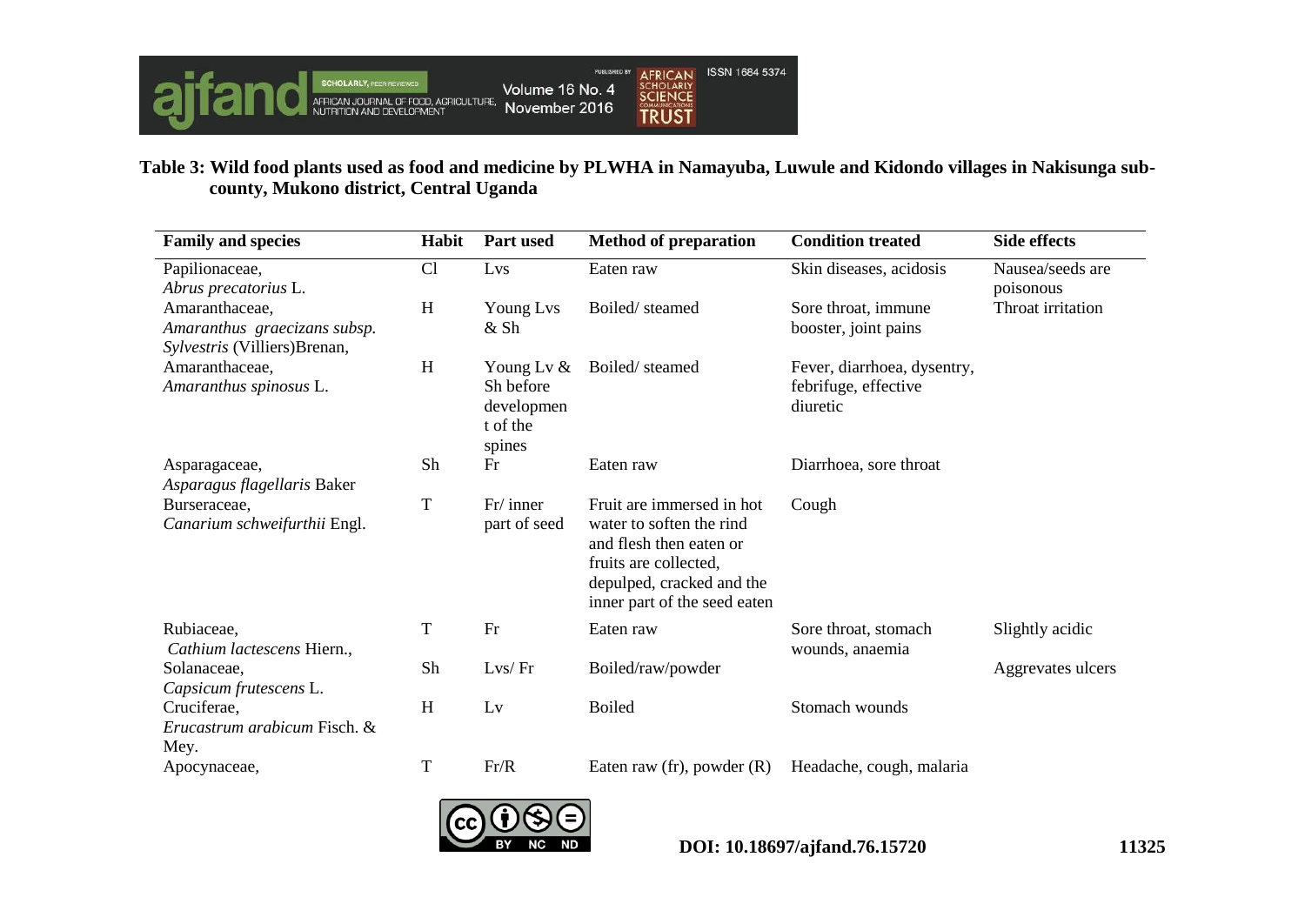**Table 3: Wild food plants used as food and medicine by PLWHA in Namayuba, Luwule and Kidondo villages in Nakisunga sub-county, Mukono district, Central Uganda**

| Family and species | Habit | Part used | Method of preparation | Condition treated | Side effects |
|---|---|---|---|---|---|
| Papilionaceae, *Abrus precatorius* L. | Cl | Lvs | Eaten raw | Skin diseases, acidosis | Nausea/seeds are poisonous |
| Amaranthaceae, *Amaranthus graecizans subsp. Sylvestris* (Villiers)Brenan, | H | Young Lvs & Sh | Boiled/ steamed | Sore throat, immune booster, joint pains | Throat irritation |
| Amaranthaceae, *Amaranthus spinosus* L. | H | Young Lv & Sh before development of the spines | Boiled/ steamed | Fever, diarrhoea, dysentry, febrifuge, effective diuretic | |
| Asparagaceae, *Asparagus flagellaris* Baker | Sh | Fr | Eaten raw | Diarrhoea, sore throat | |
| Burseraceae, *Canarium schweifurthii* Engl. | T | Fr/ inner part of seed | Fruit are immersed in hot water to soften the rind and flesh then eaten or fruits are collected, depulped, cracked and the inner part of the seed eaten | Cough | |
| Rubiaceae, *Cathium lactescens* Hiern., | T | Fr | Eaten raw | Sore throat, stomach wounds, anaemia | Slightly acidic |
| Solanaceae, *Capsicum frutescens* L. | Sh | Lvs/ Fr | Boiled/raw/powder | | Aggrevates ulcers |
| Cruciferae, *Erucastrum arabicum* Fisch. & Mey. | H | Lv | Boiled | Stomach wounds | |
| Apocynaceae, | T | Fr/R | Eaten raw (fr), powder (R) | Headache, cough, malaria | |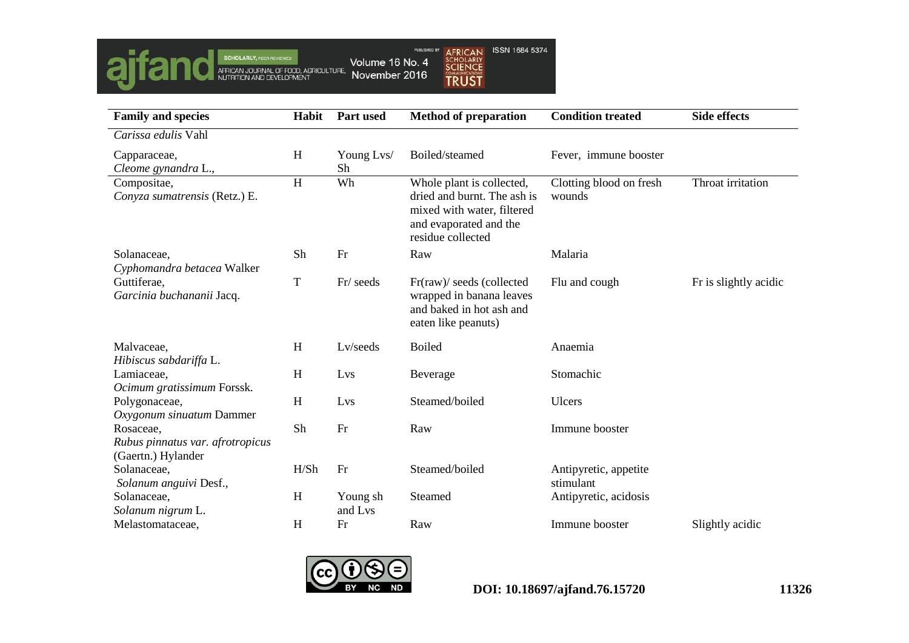| Family and species | Habit | Part used | Method of preparation | Condition treated | Side effects |
|---|---|---|---|---|---|
| *Carissa edulis* Vahl | | | | | |
| Capparaceae, *Cleome gynandra* L., | H | Young Lvs/ Sh | Boiled/steamed | Fever, immune booster | |
| Compositae, *Conyza sumatrensis* (Retz.) E. | H | Wh | Whole plant is collected, dried and burnt. The ash is mixed with water, filtered and evaporated and the residue collected | Clotting blood on fresh wounds | Throat irritation |
| Solanaceae, *Cyphomandra betacea* Walker | Sh | Fr | Raw | Malaria | |
| Guttiferae, *Garcinia buchananii* Jacq. | T | Fr/ seeds | Fr(raw)/ seeds (collected wrapped in banana leaves and baked in hot ash and eaten like peanuts) | Flu and cough | Fr is slightly acidic |
| Malvaceae, *Hibiscus sabdariffa* L. | H | Lv/seeds | Boiled | Anaemia | |
| Lamiaceae, *Ocimum gratissimum* Forssk. | H | Lvs | Beverage | Stomachic | |
| Polygonaceae, *Oxygonum sinuatum* Dammer | H | Lvs | Steamed/boiled | Ulcers | |
| Rosaceae, *Rubus pinnatus var. afrotropicus* (Gaertn.) Hylander | Sh | Fr | Raw | Immune booster | |
| Solanaceae, *Solanum anguivi* Desf., | H/Sh | Fr | Steamed/boiled | Antipyretic, appetite stimulant | |
| Solanaceae, *Solanum nigrum* L. | H | Young sh and Lvs | Steamed | Antipyretic, acidosis | |
| Melastomataceae, | H | Fr | Raw | Immune booster | Slightly acidic |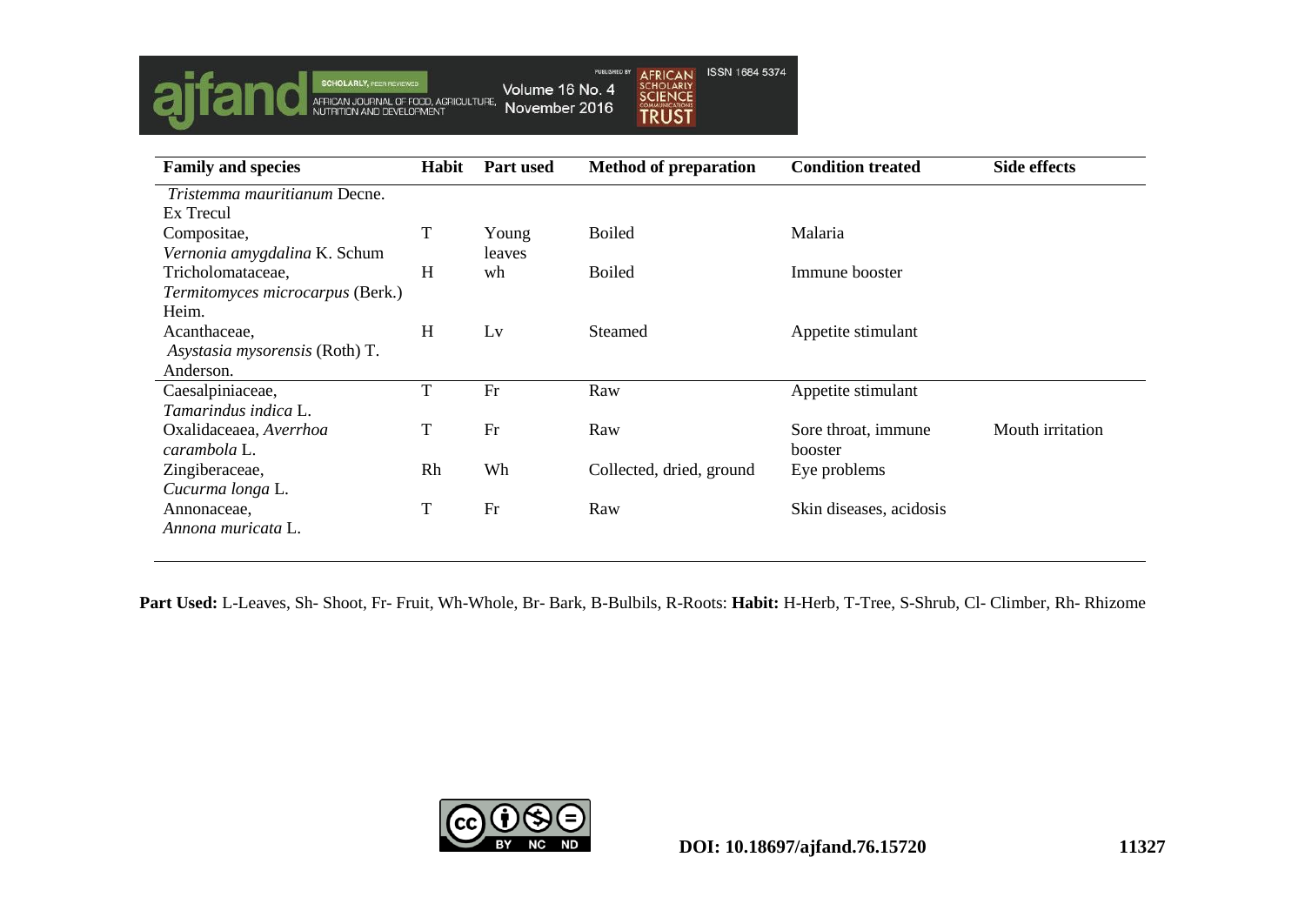| Family and species | Habit | Part used | Method of preparation | Condition treated | Side effects |
|---|---|---|---|---|---|
| *Tristemma mauritianum* Decne. Ex Trecul | | | | | |
| Compositae, *Vernonia amygdalina* K. Schum | T | Young leaves | Boiled | Malaria | |
| Tricholomataceae, *Termitomyces microcarpus* (Berk.) Heim. | H | wh | Boiled | Immune booster | |
| Acanthaceae, *Asystasia mysorensis* (Roth) T. Anderson. | H | Lv | Steamed | Appetite stimulant | |
| Caesalpiniaceae, *Tamarindus indica* L. | T | Fr | Raw | Appetite stimulant | |
| Oxalidaceaea, *Averrhoa carambola* L. | T | Fr | Raw | Sore throat, immune booster | Mouth irritation |
| Zingiberaceae, *Cucurma longa* L. | Rh | Wh | Collected, dried, ground | Eye problems | |
| Annonaceae, *Annona muricata* L. | T | Fr | Raw | Skin diseases, acidosis | |

**Part Used:** L-Leaves, Sh- Shoot, Fr- Fruit, Wh-Whole, Br- Bark, B-Bulbils, R-Roots: **Habit:** H-Herb, T-Tree, S-Shrub, Cl- Climber, Rh- Rhizome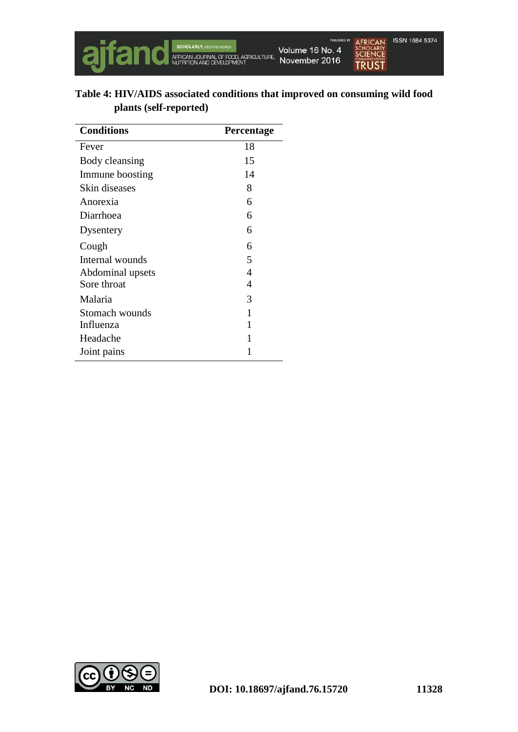**Table 4: HIV/AIDS associated conditions that improved on consuming wild food plants (self-reported)**

| Conditions | Percentage |
|---|---|
| Fever | 18 |
| Body cleansing | 15 |
| Immune boosting | 14 |
| Skin diseases | 8 |
| Anorexia | 6 |
| Diarrhoea | 6 |
| Dysentery | 6 |
| Cough | 6 |
| Internal wounds | 5 |
| Abdominal upsets | 4 |
| Sore throat | 4 |
| Malaria | 3 |
| Stomach wounds | 1 |
| Influenza | 1 |
| Headache | 1 |
| Joint pains | 1 |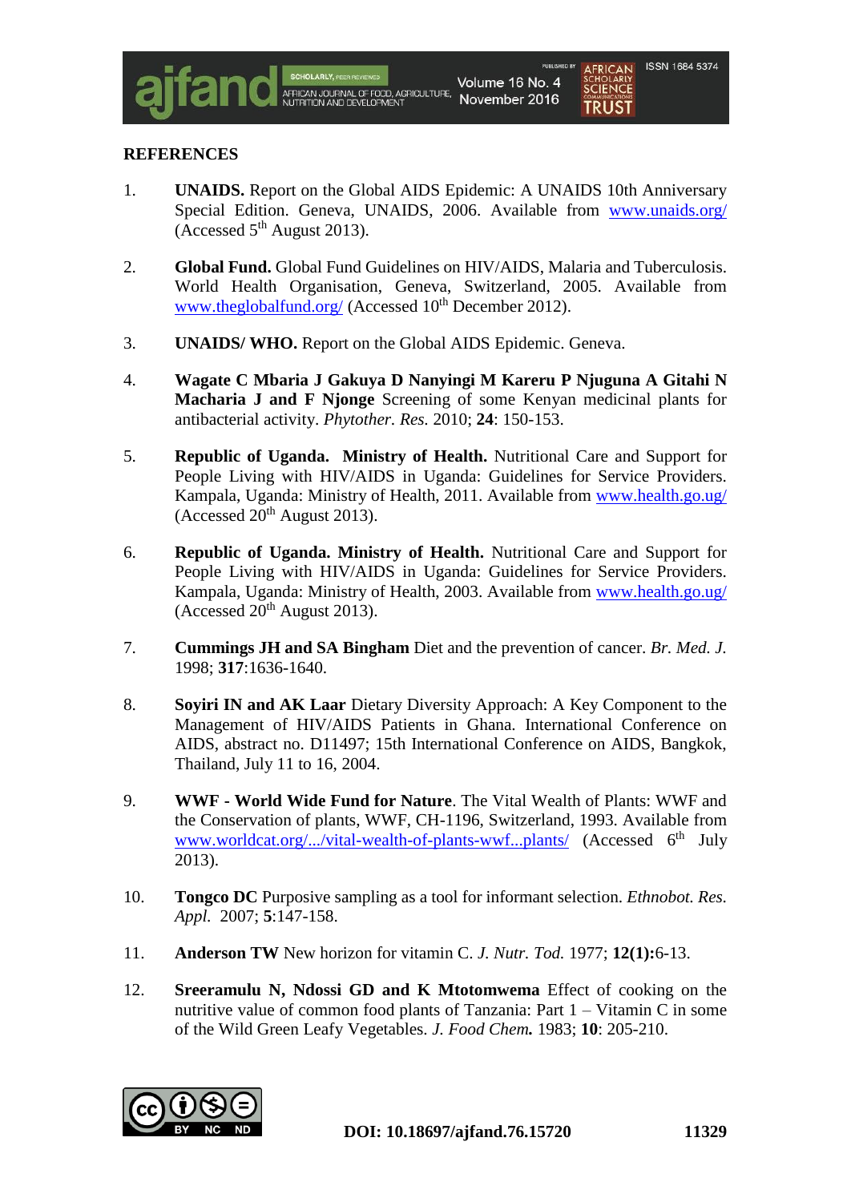## REFERENCES

1. **UNAIDS.** Report on the Global AIDS Epidemic: A UNAIDS 10th Anniversary Special Edition. Geneva, UNAIDS, 2006. Available from www.unaids.org/ (Accessed 5th August 2013).

2. **Global Fund.** Global Fund Guidelines on HIV/AIDS, Malaria and Tuberculosis. World Health Organisation, Geneva, Switzerland, 2005. Available from www.theglobalfund.org/ (Accessed 10th December 2012).

3. **UNAIDS/ WHO.** Report on the Global AIDS Epidemic. Geneva.

4. **Wagate C Mbaria J Gakuya D Nanyingi M Kareru P Njuguna A Gitahi N Macharia J and F Njonge** Screening of some Kenyan medicinal plants for antibacterial activity. *Phytother. Res.* 2010; **24**: 150-153.

5. **Republic of Uganda. Ministry of Health.** Nutritional Care and Support for People Living with HIV/AIDS in Uganda: Guidelines for Service Providers. Kampala, Uganda: Ministry of Health, 2011. Available from www.health.go.ug/ (Accessed 20th August 2013).

6. **Republic of Uganda. Ministry of Health.** Nutritional Care and Support for People Living with HIV/AIDS in Uganda: Guidelines for Service Providers. Kampala, Uganda: Ministry of Health, 2003. Available from www.health.go.ug/ (Accessed 20th August 2013).

7. **Cummings JH and SA Bingham** Diet and the prevention of cancer. *Br. Med. J.* 1998; **317**:1636-1640.

8. **Soyiri IN and AK Laar** Dietary Diversity Approach: A Key Component to the Management of HIV/AIDS Patients in Ghana. International Conference on AIDS, abstract no. D11497; 15th International Conference on AIDS, Bangkok, Thailand, July 11 to 16, 2004.

9. **WWF - World Wide Fund for Nature**. The Vital Wealth of Plants: WWF and the Conservation of plants, WWF, CH-1196, Switzerland, 1993. Available from www.worldcat.org/.../vital-wealth-of-plants-wwf...plants/ (Accessed 6th July 2013).

10. **Tongco DC** Purposive sampling as a tool for informant selection. *Ethnobot. Res. Appl.* 2007; **5**:147-158.

11. **Anderson TW** New horizon for vitamin C. *J. Nutr. Tod.* 1977; **12(1):**6-13.

12. **Sreeramulu N, Ndossi GD and K Mtotomwema** Effect of cooking on the nutritive value of common food plants of Tanzania: Part 1 – Vitamin C in some of the Wild Green Leafy Vegetables. *J. Food Chem.* 1983; **10**: 205-210.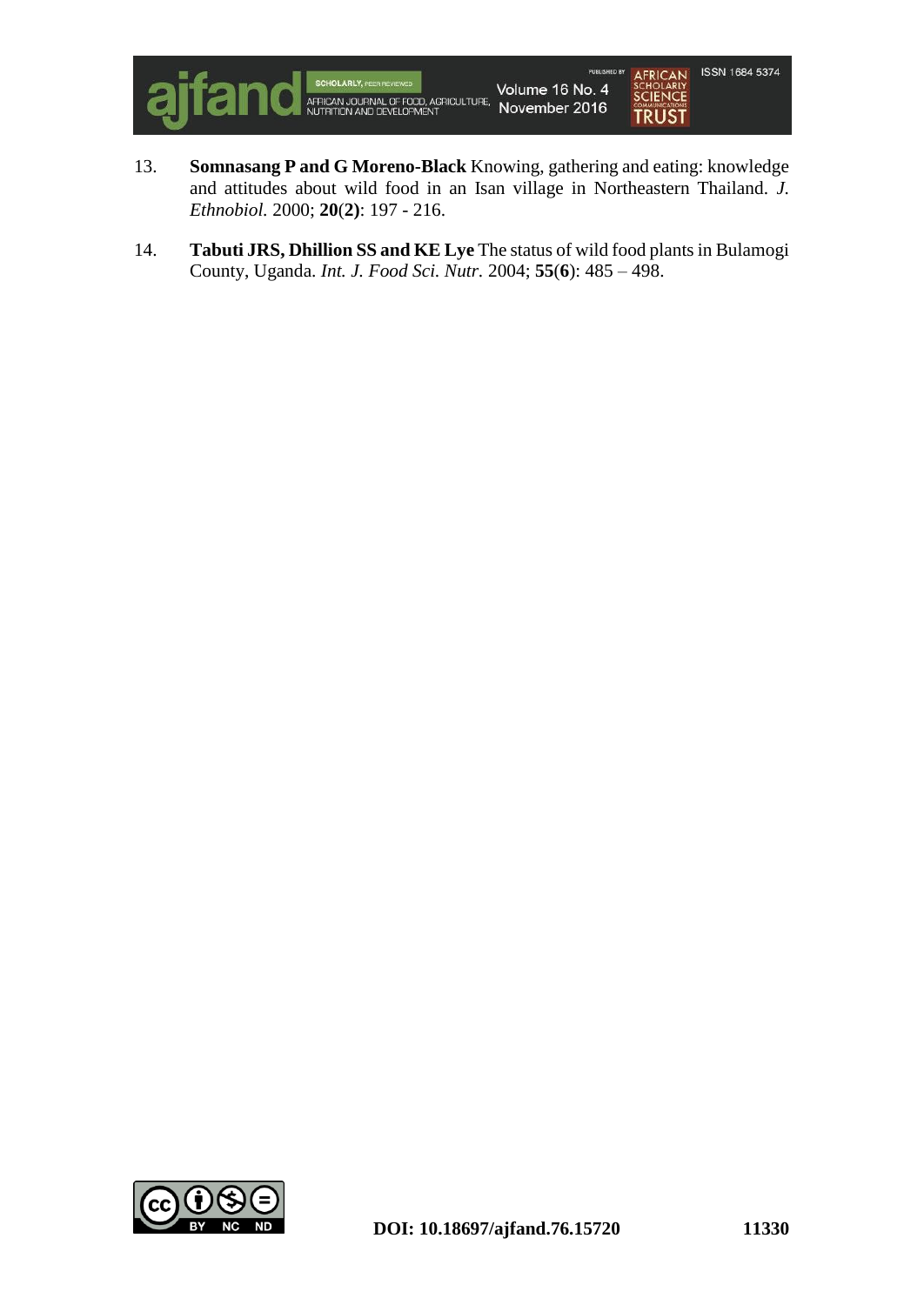13. **Somnasang P and G Moreno-Black** Knowing, gathering and eating: knowledge and attitudes about wild food in an Isan village in Northeastern Thailand. *J. Ethnobiol.* 2000; **20**(**2**): 197 - 216.

14. **Tabuti JRS, Dhillion SS and KE Lye** The status of wild food plants in Bulamogi County, Uganda. *Int. J. Food Sci. Nutr.* 2004; **55**(**6**): 485 – 498.

**DOI: 10.18697/ajfand.76.15720**